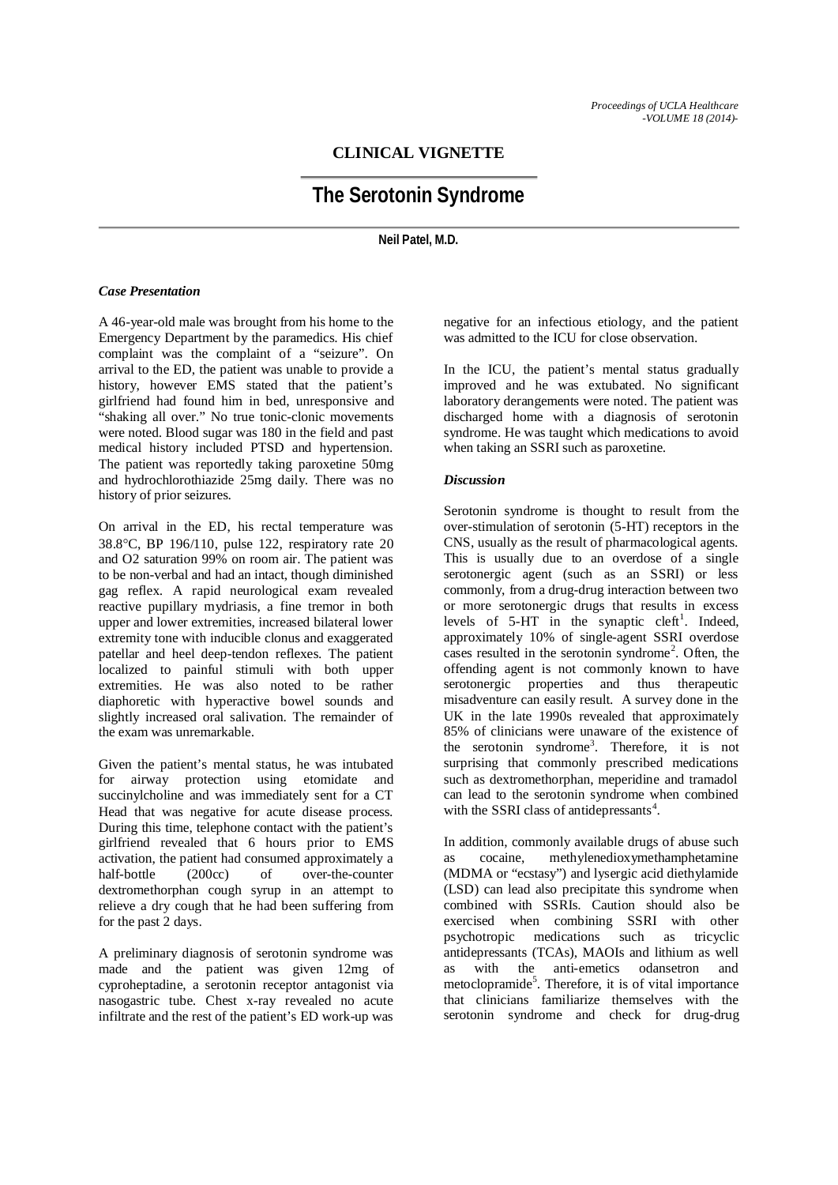## CLINICAL VIGNETTE

# The Serotonin Syndrome

**Neil Patel, M.D.**

### *Case Presentation*

A 46-year-old male was brought from his home to the Emergency Department by the paramedics. His chief complaint was the complaint of a "seizure". On arrival to the ED, the patient was unable to provide a history, however EMS stated that the patient's girlfriend had found him in bed, unresponsive and "shaking all over." No true tonic-clonic movements were noted. Blood sugar was 180 in the field and past medical history included PTSD and hypertension. The patient was reportedly taking paroxetine 50mg and hydrochlorothiazide 25mg daily. There was no history of prior seizures.

On arrival in the ED, his rectal temperature was 38.8°C, BP 196/110, pulse 122, respiratory rate 20 and O2 saturation 99% on room air. The patient was to be non-verbal and had an intact, though diminished gag reflex. A rapid neurological exam revealed reactive pupillary mydriasis, a fine tremor in both upper and lower extremities, increased bilateral lower extremity tone with inducible clonus and exaggerated patellar and heel deep-tendon reflexes. The patient localized to painful stimuli with both upper extremities. He was also noted to be rather diaphoretic with hyperactive bowel sounds and slightly increased oral salivation. The remainder of the exam was unremarkable.

Given the patient's mental status, he was intubated for airway protection using etomidate and succinylcholine and was immediately sent for a CT Head that was negative for acute disease process. During this time, telephone contact with the patient's girlfriend revealed that 6 hours prior to EMS activation, the patient had consumed approximately a half-bottle (200cc) of over-the-counter dextromethorphan cough syrup in an attempt to relieve a dry cough that he had been suffering from for the past 2 days.

A preliminary diagnosis of serotonin syndrome was made and the patient was given 12mg of cyproheptadine, a serotonin receptor antagonist via nasogastric tube. Chest x-ray revealed no acute infiltrate and the rest of the patient's ED work-up was negative for an infectious etiology, and the patient was admitted to the ICU for close observation.

In the ICU, the patient's mental status gradually improved and he was extubated. No significant laboratory derangements were noted. The patient was discharged home with a diagnosis of serotonin syndrome. He was taught which medications to avoid when taking an SSRI such as paroxetine.

### *Discussion*

Serotonin syndrome is thought to result from the over-stimulation of serotonin (5-HT) receptors in the CNS, usually as the result of pharmacological agents. This is usually due to an overdose of a single serotonergic agent (such as an SSRI) or less commonly, from a drug-drug interaction between two or more serotonergic drugs that results in excess levels of 5-HT in the synaptic cleft[1]. Indeed, approximately 10% of single-agent SSRI overdose cases resulted in the serotonin syndrome[2]. Often, the offending agent is not commonly known to have serotonergic properties and thus therapeutic misadventure can easily result. A survey done in the UK in the late 1990s revealed that approximately 85% of clinicians were unaware of the existence of the serotonin syndrome[3]. Therefore, it is not surprising that commonly prescribed medications such as dextromethorphan, meperidine and tramadol can lead to the serotonin syndrome when combined with the SSRI class of antidepressants[4].

In addition, commonly available drugs of abuse such as cocaine, methylenedioxymethamphetamine (MDMA or "ecstasy") and lysergic acid diethylamide (LSD) can lead also precipitate this syndrome when combined with SSRIs. Caution should also be exercised when combining SSRI with other psychotropic medications such as tricyclic antidepressants (TCAs), MAOIs and lithium as well as with the anti-emetics odansetron and metoclopramide[5]. Therefore, it is of vital importance that clinicians familiarize themselves with the serotonin syndrome and check for drug-drug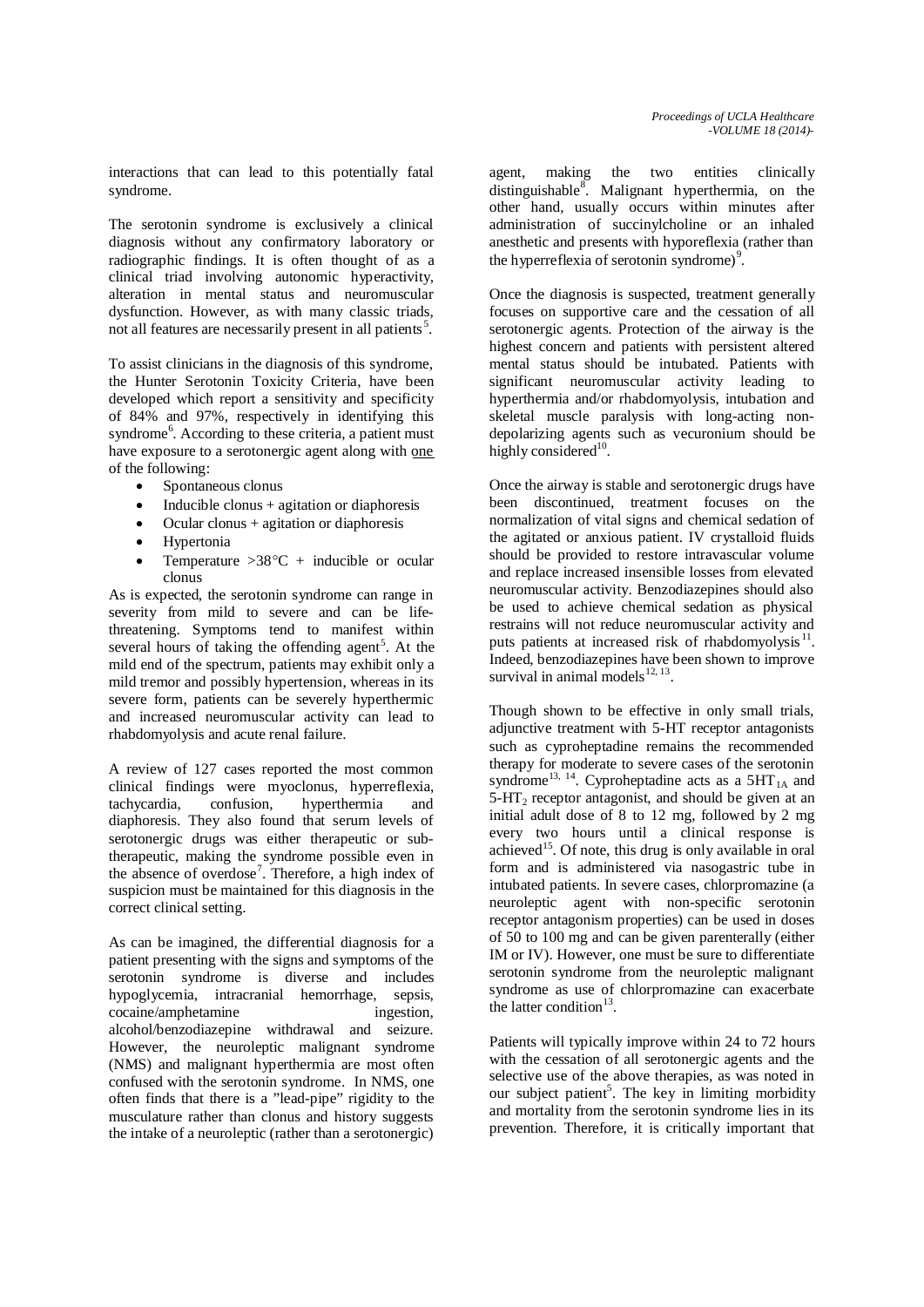interactions that can lead to this potentially fatal syndrome.

The serotonin syndrome is exclusively a clinical diagnosis without any confirmatory laboratory or radiographic findings. It is often thought of as a clinical triad involving autonomic hyperactivity, alteration in mental status and neuromuscular dysfunction. However, as with many classic triads, not all features are necessarily present in all patients[5].

To assist clinicians in the diagnosis of this syndrome, the Hunter Serotonin Toxicity Criteria, have been developed which report a sensitivity and specificity of 84% and 97%, respectively in identifying this syndrome[6]. According to these criteria, a patient must have exposure to a serotonergic agent along with <u>one</u> of the following:

- Spontaneous clonus
- Inducible clonus + agitation or diaphoresis
- Ocular clonus + agitation or diaphoresis
- Hypertonia
- Temperature >38°C + inducible or ocular clonus

As is expected, the serotonin syndrome can range in severity from mild to severe and can be life-threatening. Symptoms tend to manifest within several hours of taking the offending agent[5]. At the mild end of the spectrum, patients may exhibit only a mild tremor and possibly hypertension, whereas in its severe form, patients can be severely hyperthermic and increased neuromuscular activity can lead to rhabdomyolysis and acute renal failure.

A review of 127 cases reported the most common clinical findings were myoclonus, hyperreflexia, tachycardia, confusion, hyperthermia and diaphoresis. They also found that serum levels of serotonergic drugs was either therapeutic or sub-therapeutic, making the syndrome possible even in the absence of overdose[7]. Therefore, a high index of suspicion must be maintained for this diagnosis in the correct clinical setting.

As can be imagined, the differential diagnosis for a patient presenting with the signs and symptoms of the serotonin syndrome is diverse and includes hypoglycemia, intracranial hemorrhage, sepsis, cocaine/amphetamine ingestion, alcohol/benzodiazepine withdrawal and seizure. However, the neuroleptic malignant syndrome (NMS) and malignant hyperthermia are most often confused with the serotonin syndrome. In NMS, one often finds that there is a "lead-pipe" rigidity to the musculature rather than clonus and history suggests the intake of a neuroleptic (rather than a serotonergic) agent, making the two entities clinically distinguishable[8]. Malignant hyperthermia, on the other hand, usually occurs within minutes after administration of succinylcholine or an inhaled anesthetic and presents with hyporeflexia (rather than the hyperreflexia of serotonin syndrome)[9].

Once the diagnosis is suspected, treatment generally focuses on supportive care and the cessation of all serotonergic agents. Protection of the airway is the highest concern and patients with persistent altered mental status should be intubated. Patients with significant neuromuscular activity leading to hyperthermia and/or rhabdomyolysis, intubation and skeletal muscle paralysis with long-acting non-depolarizing agents such as vecuronium should be highly considered[10].

Once the airway is stable and serotonergic drugs have been discontinued, treatment focuses on the normalization of vital signs and chemical sedation of the agitated or anxious patient. IV crystalloid fluids should be provided to restore intravascular volume and replace increased insensible losses from elevated neuromuscular activity. Benzodiazepines should also be used to achieve chemical sedation as physical restrains will not reduce neuromuscular activity and puts patients at increased risk of rhabdomyolysis[11]. Indeed, benzodiazepines have been shown to improve survival in animal models[12, 13].

Though shown to be effective in only small trials, adjunctive treatment with 5-HT receptor antagonists such as cyproheptadine remains the recommended therapy for moderate to severe cases of the serotonin syndrome[13, 14]. Cyproheptadine acts as a $5HT_{1A}$ and $5\text{-}HT_2$ receptor antagonist, and should be given at an initial adult dose of 8 to 12 mg, followed by 2 mg every two hours until a clinical response is achieved[15]. Of note, this drug is only available in oral form and is administered via nasogastric tube in intubated patients. In severe cases, chlorpromazine (a neuroleptic agent with non-specific serotonin receptor antagonism properties) can be used in doses of 50 to 100 mg and can be given parenterally (either IM or IV). However, one must be sure to differentiate serotonin syndrome from the neuroleptic malignant syndrome as use of chlorpromazine can exacerbate the latter condition[13].

Patients will typically improve within 24 to 72 hours with the cessation of all serotonergic agents and the selective use of the above therapies, as was noted in our subject patient[5]. The key in limiting morbidity and mortality from the serotonin syndrome lies in its prevention. Therefore, it is critically important that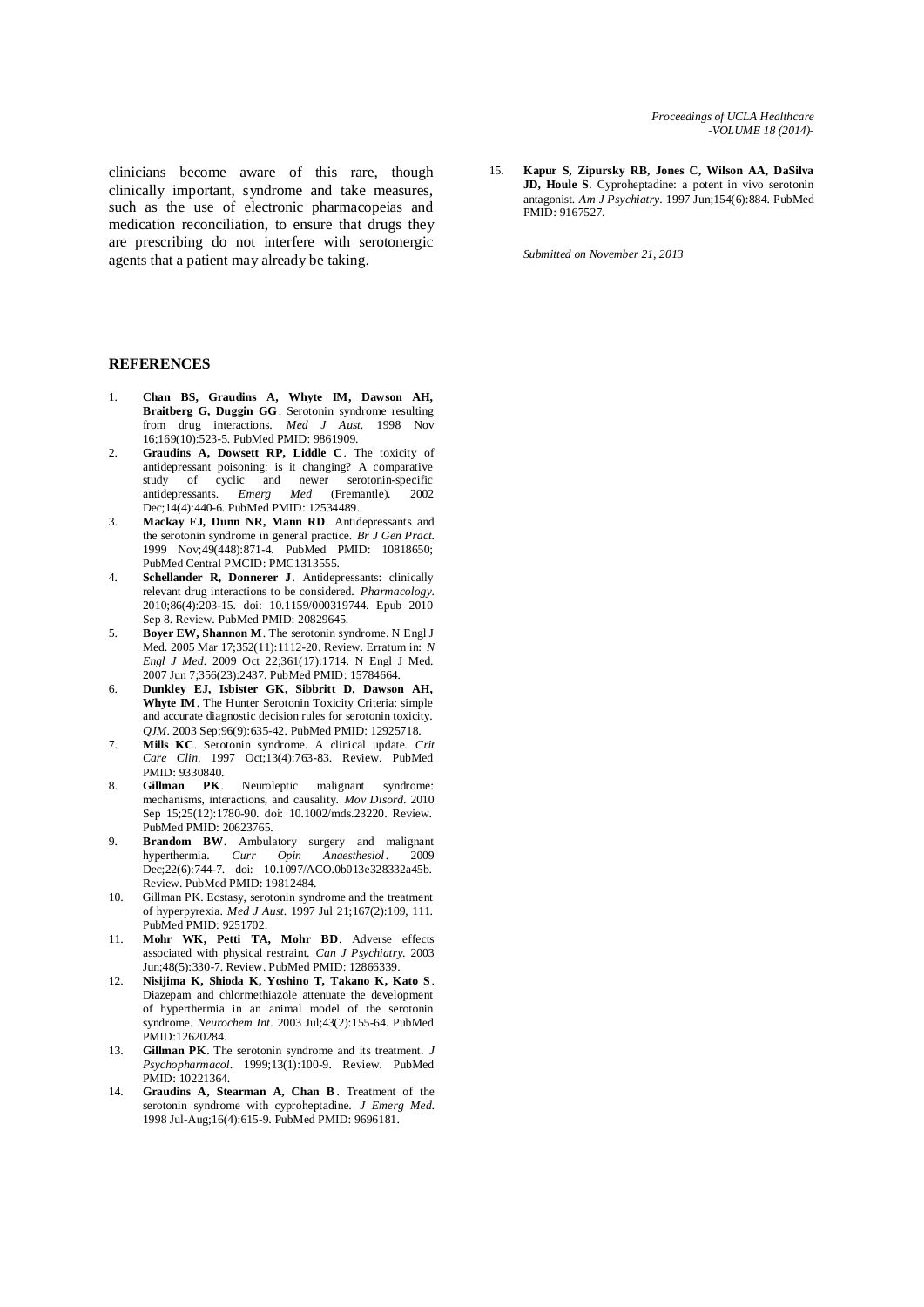clinicians become aware of this rare, though clinically important, syndrome and take measures, such as the use of electronic pharmacopeias and medication reconciliation, to ensure that drugs they are prescribing do not interfere with serotonergic agents that a patient may already be taking.

## REFERENCES

1. **Chan BS, Graudins A, Whyte IM, Dawson AH, Braitberg G, Duggin GG**. Serotonin syndrome resulting from drug interactions. *Med J Aust*. 1998 Nov 16;169(10):523-5. PubMed PMID: 9861909.
2. **Graudins A, Dowsett RP, Liddle C**. The toxicity of antidepressant poisoning: is it changing? A comparative study of cyclic and newer serotonin-specific antidepressants. *Emerg Med* (Fremantle). 2002 Dec;14(4):440-6. PubMed PMID: 12534489.
3. **Mackay FJ, Dunn NR, Mann RD**. Antidepressants and the serotonin syndrome in general practice. *Br J Gen Pract*. 1999 Nov;49(448):871-4. PubMed PMID: 10818650; PubMed Central PMCID: PMC1313555.
4. **Schellander R, Donnerer J**. Antidepressants: clinically relevant drug interactions to be considered. *Pharmacology*. 2010;86(4):203-15. doi: 10.1159/000319744. Epub 2010 Sep 8. Review. PubMed PMID: 20829645.
5. **Boyer EW, Shannon M**. The serotonin syndrome. N Engl J Med. 2005 Mar 17;352(11):1112-20. Review. Erratum in: *N Engl J Med*. 2009 Oct 22;361(17):1714. N Engl J Med. 2007 Jun 7;356(23):2437. PubMed PMID: 15784664.
6. **Dunkley EJ, Isbister GK, Sibbritt D, Dawson AH, Whyte IM**. The Hunter Serotonin Toxicity Criteria: simple and accurate diagnostic decision rules for serotonin toxicity. *QJM*. 2003 Sep;96(9):635-42. PubMed PMID: 12925718.
7. **Mills KC**. Serotonin syndrome. A clinical update. *Crit Care Clin*. 1997 Oct;13(4):763-83. Review. PubMed PMID: 9330840.
8. **Gillman PK**. Neuroleptic malignant syndrome: mechanisms, interactions, and causality. *Mov Disord*. 2010 Sep 15;25(12):1780-90. doi: 10.1002/mds.23220. Review. PubMed PMID: 20623765.
9. **Brandom BW**. Ambulatory surgery and malignant hyperthermia. *Curr Opin Anaesthesiol*. 2009 Dec;22(6):744-7. doi: 10.1097/ACO.0b013e328332a45b. Review. PubMed PMID: 19812484.
10. Gillman PK. Ecstasy, serotonin syndrome and the treatment of hyperpyrexia. *Med J Aust*. 1997 Jul 21;167(2):109, 111. PubMed PMID: 9251702.
11. **Mohr WK, Petti TA, Mohr BD**. Adverse effects associated with physical restraint. *Can J Psychiatry*. 2003 Jun;48(5):330-7. Review. PubMed PMID: 12866339.
12. **Nisijima K, Shioda K, Yoshino T, Takano K, Kato S**. Diazepam and chlormethiazole attenuate the development of hyperthermia in an animal model of the serotonin syndrome. *Neurochem Int*. 2003 Jul;43(2):155-64. PubMed PMID:12620284.
13. **Gillman PK**. The serotonin syndrome and its treatment. *J Psychopharmacol*. 1999;13(1):100-9. Review. PubMed PMID: 10221364.
14. **Graudins A, Stearman A, Chan B**. Treatment of the serotonin syndrome with cyproheptadine. *J Emerg Med*. 1998 Jul-Aug;16(4):615-9. PubMed PMID: 9696181.
15. **Kapur S, Zipursky RB, Jones C, Wilson AA, DaSilva JD, Houle S**. Cyproheptadine: a potent in vivo serotonin antagonist. *Am J Psychiatry*. 1997 Jun;154(6):884. PubMed PMID: 9167527.

*Submitted on November 21, 2013*